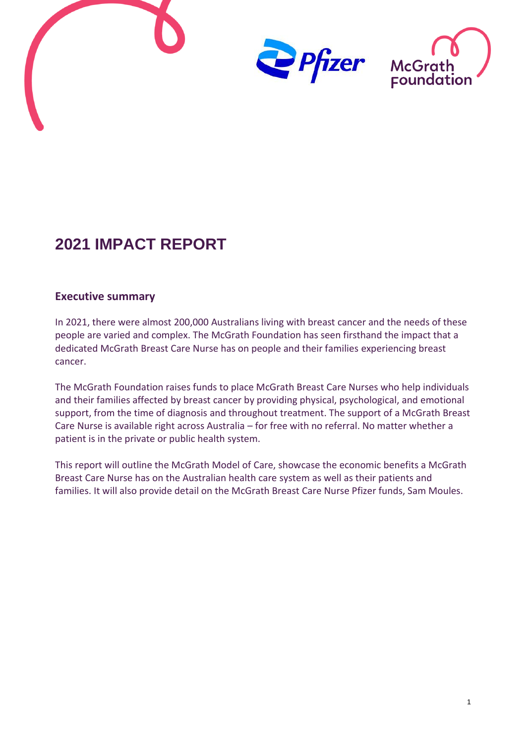# 2021 IMPACT REPORT

## Executive summary

In 2021, there were almost 200,000 Australians living with breast cancer and the needs of these people are varied and complex. The McGrath Foundation has seen firsthand the impact that a dedicated McGrath Breast Care Nurse has on people and their families experiencing breast cancer.

The McGrath Foundation raises funds to place McGrath Breast Care Nurses who help individuals and their families affected by breast cancer by providing physical, psychological, and emotional support, from the time of diagnosis and throughout treatment. The support of a McGrath Breast Care Nurse is available right across Australia – for free with no referral. No matter whether a patient is in the private or public health system.

This report will outline the McGrath Model of Care, showcase the economic benefits a McGrath Breast Care Nurse has on the Australian health care system as well as their patients and families. It will also provide detail on the McGrath Breast Care Nurse Pfizer funds, Sam Moules.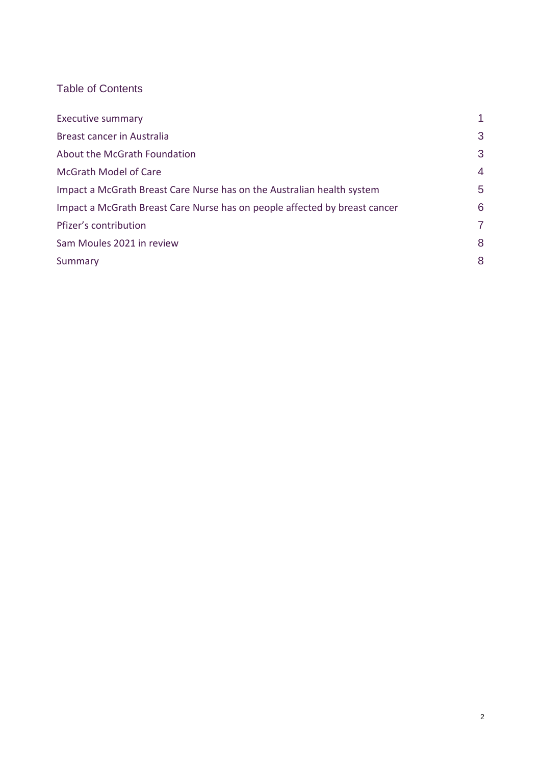## Table of Contents

| | |
|---|---|
| Executive summary | 1 |
| Breast cancer in Australia | 3 |
| About the McGrath Foundation | 3 |
| McGrath Model of Care | 4 |
| Impact a McGrath Breast Care Nurse has on the Australian health system | 5 |
| Impact a McGrath Breast Care Nurse has on people affected by breast cancer | 6 |
| Pfizer's contribution | 7 |
| Sam Moules 2021 in review | 8 |
| Summary | 8 |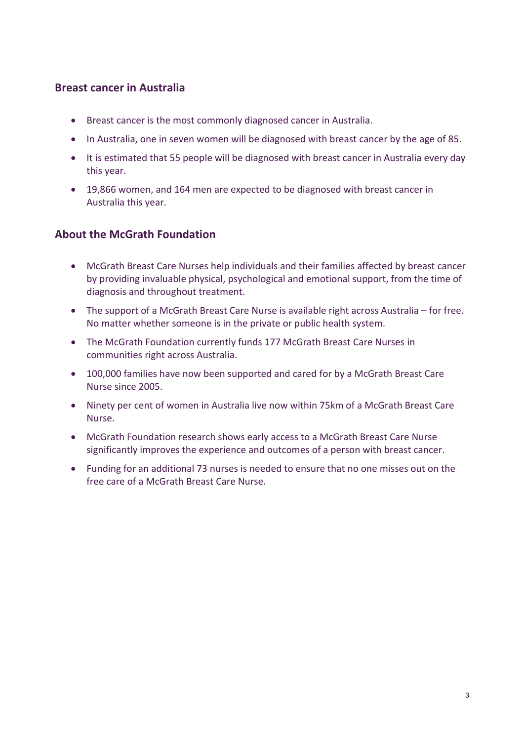## Breast cancer in Australia

- Breast cancer is the most commonly diagnosed cancer in Australia.
- In Australia, one in seven women will be diagnosed with breast cancer by the age of 85.
- It is estimated that 55 people will be diagnosed with breast cancer in Australia every day this year.
- 19,866 women, and 164 men are expected to be diagnosed with breast cancer in Australia this year.

## About the McGrath Foundation

- McGrath Breast Care Nurses help individuals and their families affected by breast cancer by providing invaluable physical, psychological and emotional support, from the time of diagnosis and throughout treatment.
- The support of a McGrath Breast Care Nurse is available right across Australia – for free. No matter whether someone is in the private or public health system.
- The McGrath Foundation currently funds 177 McGrath Breast Care Nurses in communities right across Australia.
- 100,000 families have now been supported and cared for by a McGrath Breast Care Nurse since 2005.
- Ninety per cent of women in Australia live now within 75km of a McGrath Breast Care Nurse.
- McGrath Foundation research shows early access to a McGrath Breast Care Nurse significantly improves the experience and outcomes of a person with breast cancer.
- Funding for an additional 73 nurses is needed to ensure that no one misses out on the free care of a McGrath Breast Care Nurse.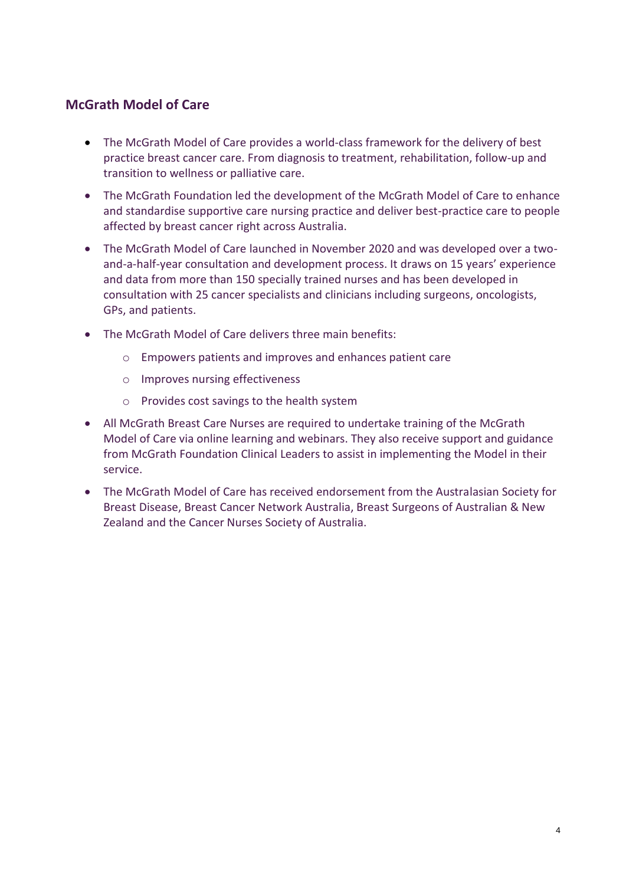## McGrath Model of Care

- The McGrath Model of Care provides a world-class framework for the delivery of best practice breast cancer care. From diagnosis to treatment, rehabilitation, follow-up and transition to wellness or palliative care.
- The McGrath Foundation led the development of the McGrath Model of Care to enhance and standardise supportive care nursing practice and deliver best-practice care to people affected by breast cancer right across Australia.
- The McGrath Model of Care launched in November 2020 and was developed over a two-and-a-half-year consultation and development process. It draws on 15 years' experience and data from more than 150 specially trained nurses and has been developed in consultation with 25 cancer specialists and clinicians including surgeons, oncologists, GPs, and patients.
- The McGrath Model of Care delivers three main benefits:
  - Empowers patients and improves and enhances patient care
  - Improves nursing effectiveness
  - Provides cost savings to the health system
- All McGrath Breast Care Nurses are required to undertake training of the McGrath Model of Care via online learning and webinars. They also receive support and guidance from McGrath Foundation Clinical Leaders to assist in implementing the Model in their service.
- The McGrath Model of Care has received endorsement from the Australasian Society for Breast Disease, Breast Cancer Network Australia, Breast Surgeons of Australian & New Zealand and the Cancer Nurses Society of Australia.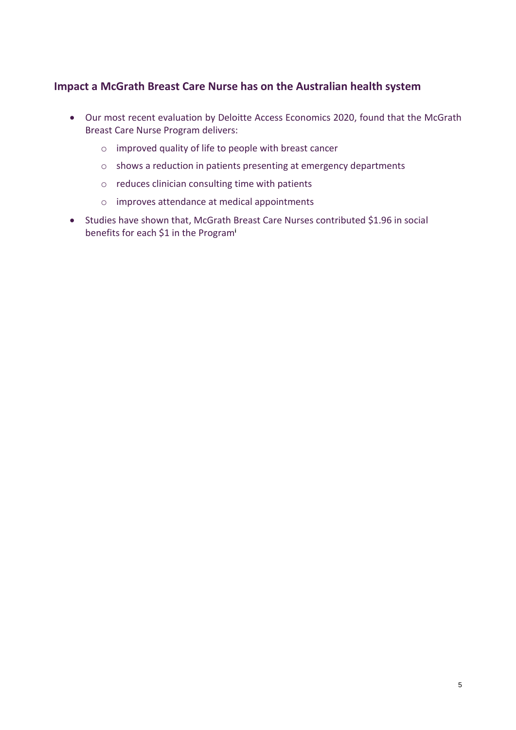## Impact a McGrath Breast Care Nurse has on the Australian health system

- Our most recent evaluation by Deloitte Access Economics 2020, found that the McGrath Breast Care Nurse Program delivers:
  - improved quality of life to people with breast cancer
  - shows a reduction in patients presenting at emergency departments
  - reduces clinician consulting time with patients
  - improves attendance at medical appointments
- Studies have shown that, McGrath Breast Care Nurses contributed $1.96 in social benefits for each $1 in the Program[i]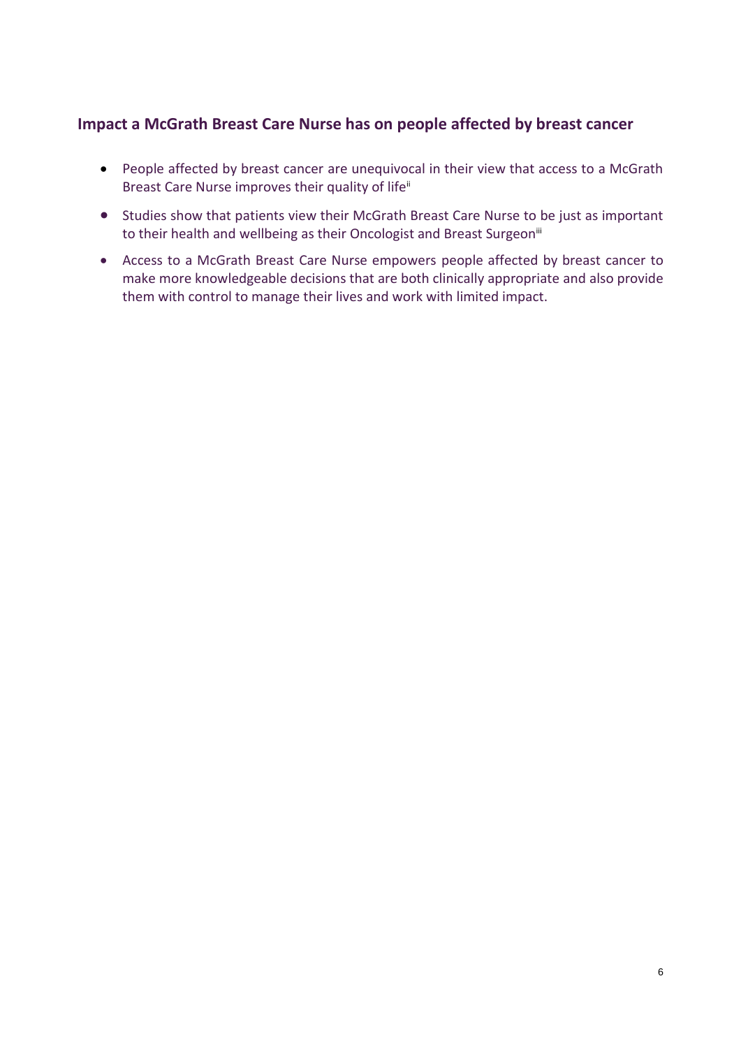## Impact a McGrath Breast Care Nurse has on people affected by breast cancer

- People affected by breast cancer are unequivocal in their view that access to a McGrath Breast Care Nurse improves their quality of life[ii]
- Studies show that patients view their McGrath Breast Care Nurse to be just as important to their health and wellbeing as their Oncologist and Breast Surgeon[iii]
- Access to a McGrath Breast Care Nurse empowers people affected by breast cancer to make more knowledgeable decisions that are both clinically appropriate and also provide them with control to manage their lives and work with limited impact.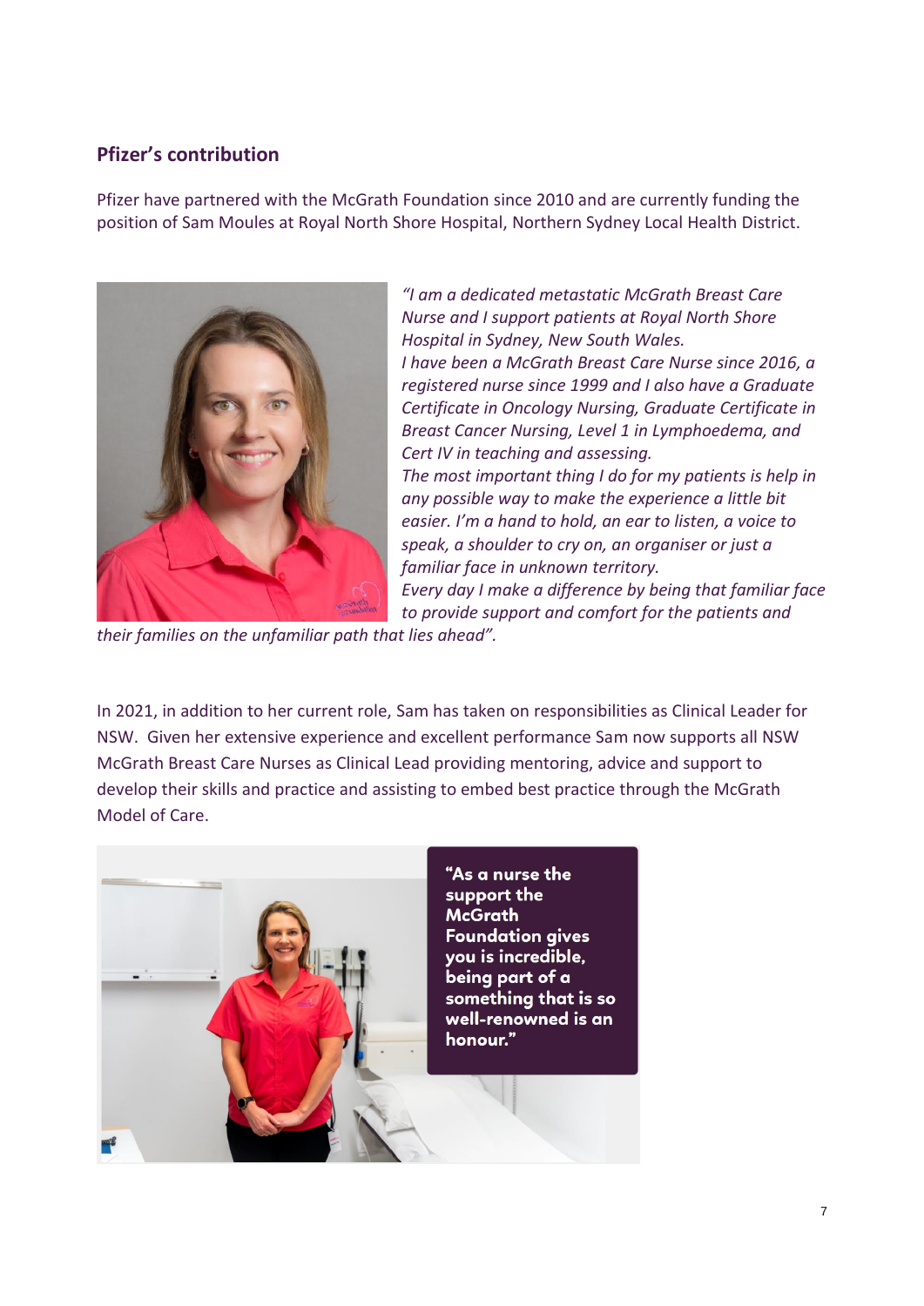## Pfizer's contribution

Pfizer have partnered with the McGrath Foundation since 2010 and are currently funding the position of Sam Moules at Royal North Shore Hospital, Northern Sydney Local Health District.

*"I am a dedicated metastatic McGrath Breast Care Nurse and I support patients at Royal North Shore Hospital in Sydney, New South Wales.*
*I have been a McGrath Breast Care Nurse since 2016, a registered nurse since 1999 and I also have a Graduate Certificate in Oncology Nursing, Graduate Certificate in Breast Cancer Nursing, Level 1 in Lymphoedema, and Cert IV in teaching and assessing.*
*The most important thing I do for my patients is help in any possible way to make the experience a little bit easier. I'm a hand to hold, an ear to listen, a voice to speak, a shoulder to cry on, an organiser or just a familiar face in unknown territory.*
*Every day I make a difference by being that familiar face to provide support and comfort for the patients and their families on the unfamiliar path that lies ahead".*

In 2021, in addition to her current role, Sam has taken on responsibilities as Clinical Leader for NSW. Given her extensive experience and excellent performance Sam now supports all NSW McGrath Breast Care Nurses as Clinical Lead providing mentoring, advice and support to develop their skills and practice and assisting to embed best practice through the McGrath Model of Care.

**"As a nurse the support the McGrath Foundation gives you is incredible, being part of a something that is so well-renowned is an honour."**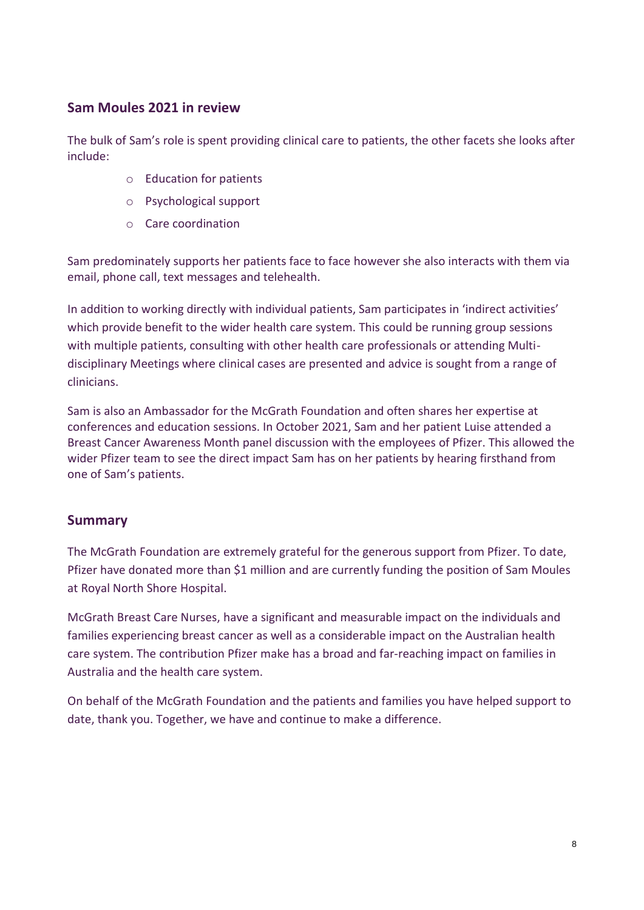## Sam Moules 2021 in review

The bulk of Sam's role is spent providing clinical care to patients, the other facets she looks after include:

- Education for patients
- Psychological support
- Care coordination

Sam predominately supports her patients face to face however she also interacts with them via email, phone call, text messages and telehealth.

In addition to working directly with individual patients, Sam participates in 'indirect activities' which provide benefit to the wider health care system. This could be running group sessions with multiple patients, consulting with other health care professionals or attending Multi-disciplinary Meetings where clinical cases are presented and advice is sought from a range of clinicians.

Sam is also an Ambassador for the McGrath Foundation and often shares her expertise at conferences and education sessions. In October 2021, Sam and her patient Luise attended a Breast Cancer Awareness Month panel discussion with the employees of Pfizer. This allowed the wider Pfizer team to see the direct impact Sam has on her patients by hearing firsthand from one of Sam's patients.

## Summary

The McGrath Foundation are extremely grateful for the generous support from Pfizer. To date, Pfizer have donated more than $1 million and are currently funding the position of Sam Moules at Royal North Shore Hospital.

McGrath Breast Care Nurses, have a significant and measurable impact on the individuals and families experiencing breast cancer as well as a considerable impact on the Australian health care system. The contribution Pfizer make has a broad and far-reaching impact on families in Australia and the health care system.

On behalf of the McGrath Foundation and the patients and families you have helped support to date, thank you. Together, we have and continue to make a difference.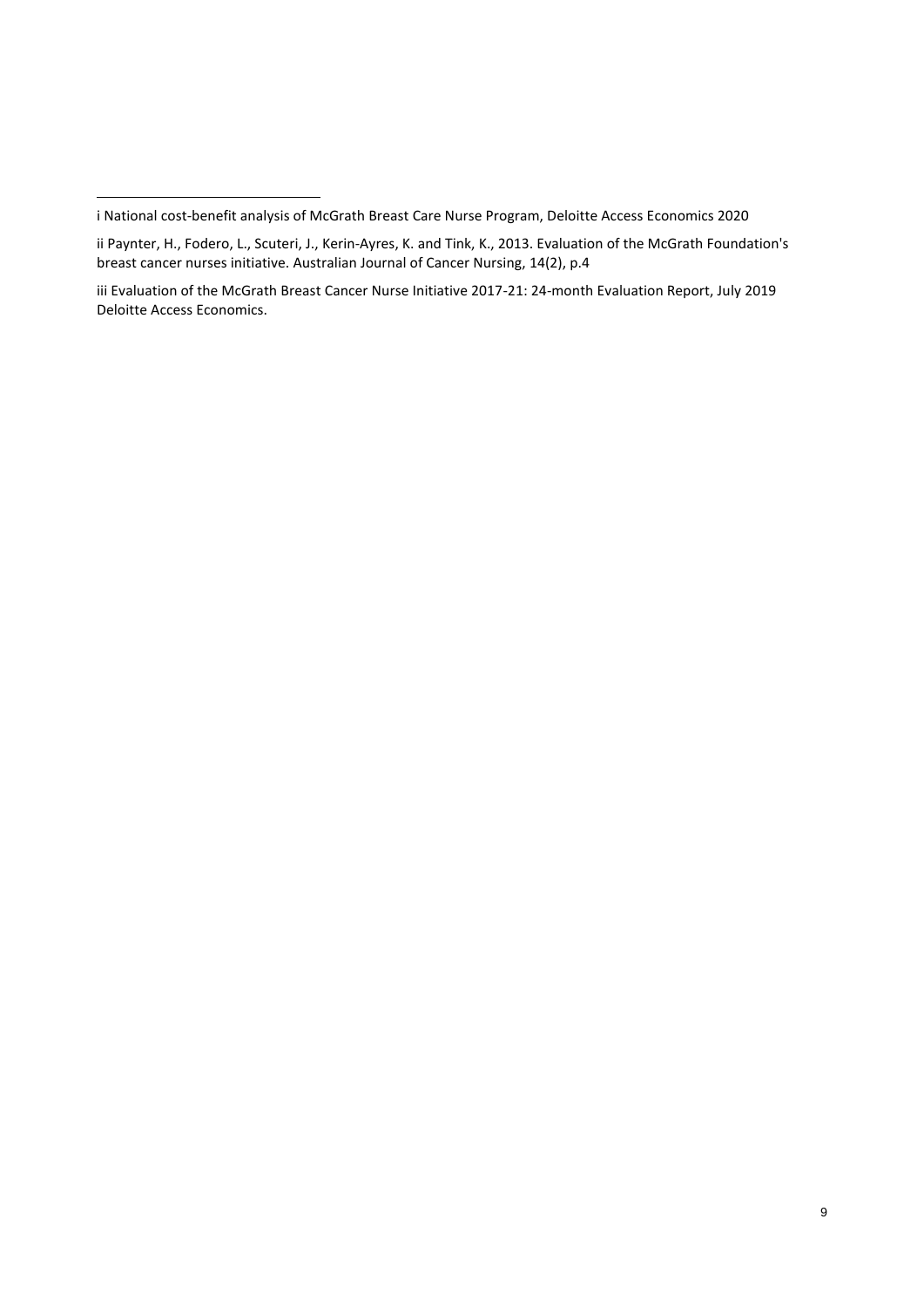i National cost-benefit analysis of McGrath Breast Care Nurse Program, Deloitte Access Economics 2020

ii Paynter, H., Fodero, L., Scuteri, J., Kerin-Ayres, K. and Tink, K., 2013. Evaluation of the McGrath Foundation's breast cancer nurses initiative. Australian Journal of Cancer Nursing, 14(2), p.4

iii Evaluation of the McGrath Breast Cancer Nurse Initiative 2017-21: 24-month Evaluation Report, July 2019 Deloitte Access Economics.